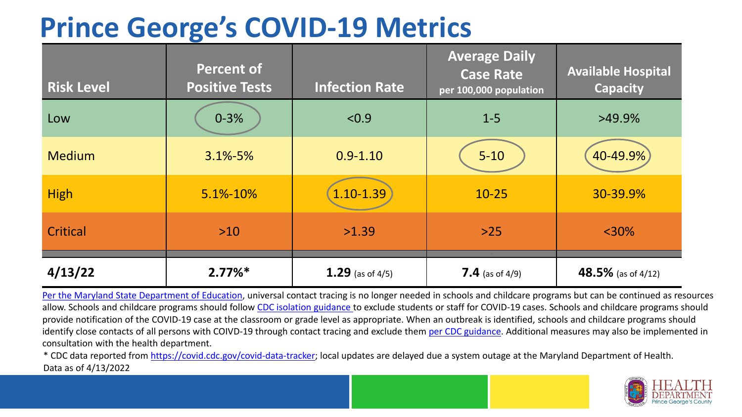# Prince George's COVID-19 Metrics

| Risk Level | Percent of Positive Tests | Infection Rate | Average Daily Case Rate per 100,000 population | Available Hospital Capacity |
|---|---|---|---|---|
| Low | 0-3% | <0.9 | 1-5 | >49.9% |
| Medium | 3.1%-5% | 0.9-1.10 | 5-10 | 40-49.9% |
| High | 5.1%-10% | 1.10-1.39 | 10-25 | 30-39.9% |
| Critical | >10 | >1.39 | >25 | <30% |
| **4/13/22** | **2.77%*** | **1.29** (as of 4/5) | **7.4** (as of 4/9) | **48.5%** (as of 4/12) |

Per the Maryland State Department of Education, universal contact tracing is no longer needed in schools and childcare programs but can be continued as resources allow. Schools and childcare programs should follow CDC isolation guidance to exclude students or staff for COVID-19 cases. Schools and childcare programs should provide notification of the COVID-19 case at the classroom or grade level as appropriate. When an outbreak is identified, schools and childcare programs should identify close contacts of all persons with COIVD-19 through contact tracing and exclude them per CDC guidance. Additional measures may also be implemented in consultation with the health department.

* CDC data reported from https://covid.cdc.gov/covid-data-tracker; local updates are delayed due a system outage at the Maryland Department of Health.

Data as of 4/13/2022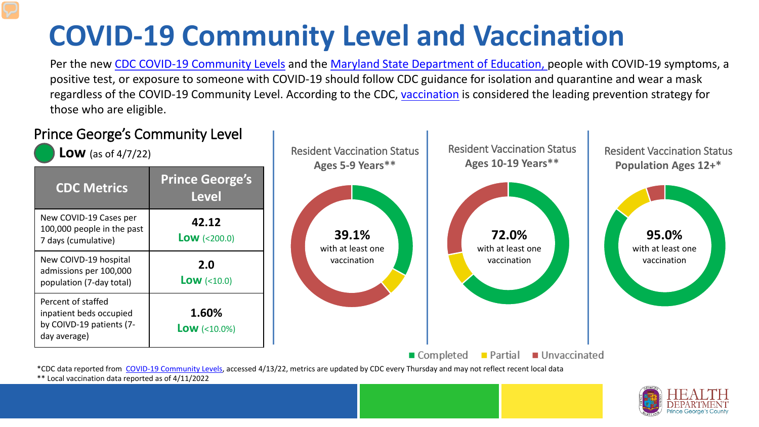# COVID-19 Community Level and Vaccination

Per the new CDC COVID-19 Community Levels and the Maryland State Department of Education, people with COVID-19 symptoms, a positive test, or exposure to someone with COVID-19 should follow CDC guidance for isolation and quarantine and wear a mask regardless of the COVID-19 Community Level. According to the CDC, vaccination is considered the leading prevention strategy for those who are eligible.

## Prince George's Community Level

**Low** (as of 4/7/22)

| CDC Metrics | Prince George's Level |
| --- | --- |
| New COVID-19 Cases per 100,000 people in the past 7 days (cumulative) | **42.12** **Low** (<200.0) |
| New COIVD-19 hospital admissions per 100,000 population (7-day total) | **2.0** **Low** (<10.0) |
| Percent of staffed inpatient beds occupied by COIVD-19 patients (7-day average) | **1.60%** **Low** (<10.0%) |

Resident Vaccination Status **Ages 5-9 Years****

**39.1%** with at least one vaccination

Resident Vaccination Status **Ages 10-19 Years****

**72.0%** with at least one vaccination

Resident Vaccination Status **Population Ages 12+***

**95.0%** with at least one vaccination

Completed | Partial | Unvaccinated

*CDC data reported from COVID-19 Community Levels, accessed 4/13/22, metrics are updated by CDC every Thursday and may not reflect recent local data

** Local vaccination data reported as of 4/11/2022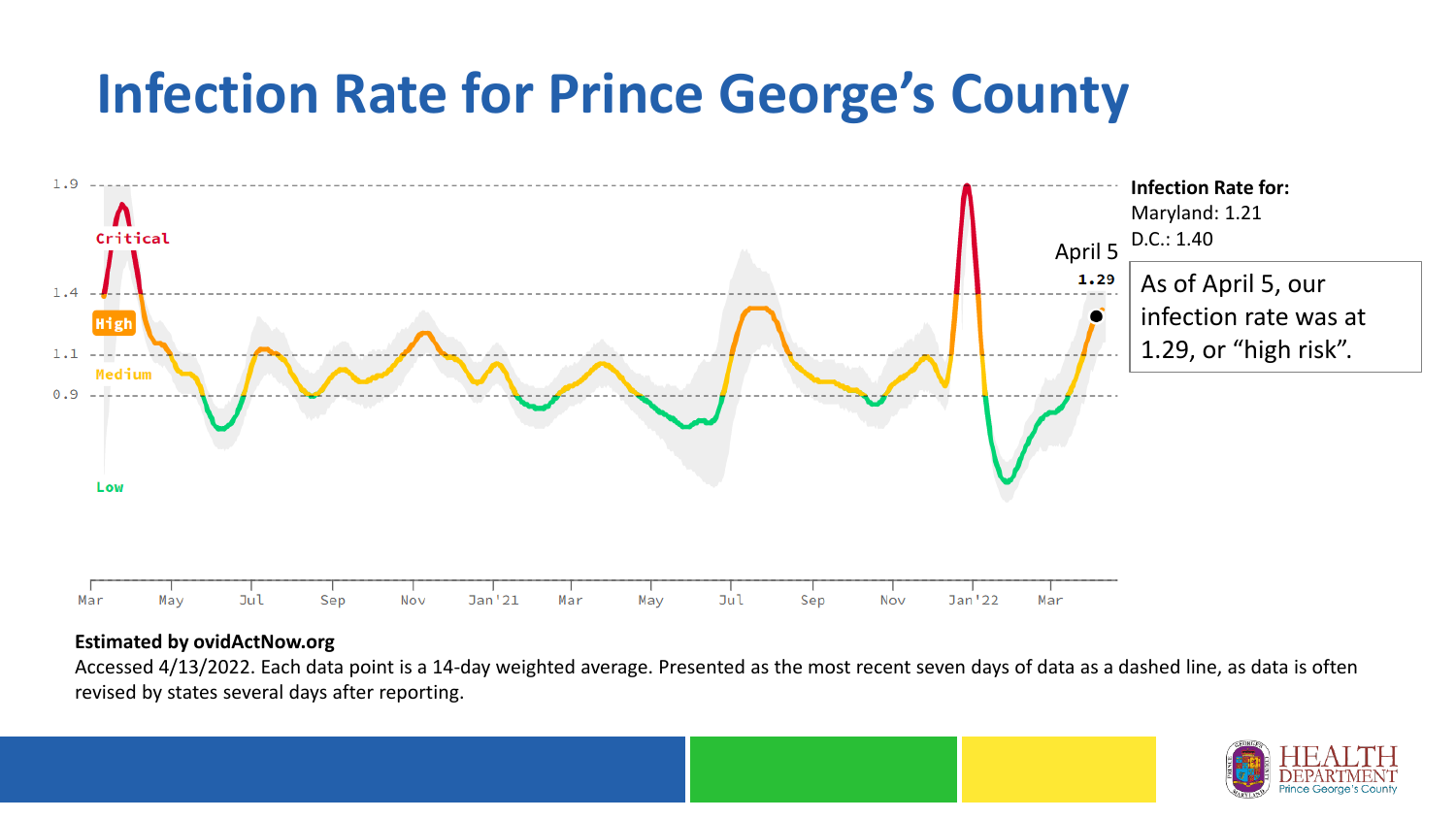# Infection Rate for Prince George's County

1.9

Critical

1.4

High

1.1

Medium

0.9

Low

Mar May Jul Sep Nov Jan'21 Mar May Jul Sep Nov Jan'22 Mar

April 5

1.29

**Infection Rate for:**
Maryland: 1.21
D.C.: 1.40

As of April 5, our infection rate was at 1.29, or "high risk".

**Estimated by ovidActNow.org**

Accessed 4/13/2022. Each data point is a 14-day weighted average. Presented as the most recent seven days of data as a dashed line, as data is often revised by states several days after reporting.

HEALTH DEPARTMENT
Prince George's County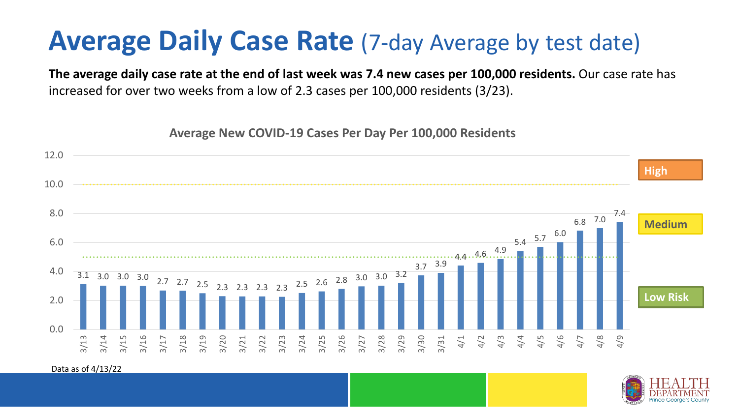# Average Daily Case Rate (7-day Average by test date)

**The average daily case rate at the end of last week was 7.4 new cases per 100,000 residents.** Our case rate has increased for over two weeks from a low of 2.3 cases per 100,000 residents (3/23).

**Average New COVID-19 Cases Per Day Per 100,000 Residents**

| Date | Rate |
|---|---|
| 3/13 | 3.1 |
| 3/14 | 3.0 |
| 3/15 | 3.0 |
| 3/16 | 3.0 |
| 3/17 | 2.7 |
| 3/18 | 2.7 |
| 3/19 | 2.5 |
| 3/20 | 2.3 |
| 3/21 | 2.3 |
| 3/22 | 2.3 |
| 3/23 | 2.3 |
| 3/24 | 2.5 |
| 3/25 | 2.6 |
| 3/26 | 2.8 |
| 3/27 | 3.0 |
| 3/28 | 3.0 |
| 3/29 | 3.2 |
| 3/30 | 3.7 |
| 3/31 | 3.9 |
| 4/1 | 4.4 |
| 4/2 | 4.6 |
| 4/3 | 4.9 |
| 4/4 | 5.4 |
| 4/5 | 5.7 |
| 4/6 | 6.0 |
| 4/7 | 6.8 |
| 4/8 | 7.0 |
| 4/9 | 7.4 |

High

Medium

Low Risk

Data as of 4/13/22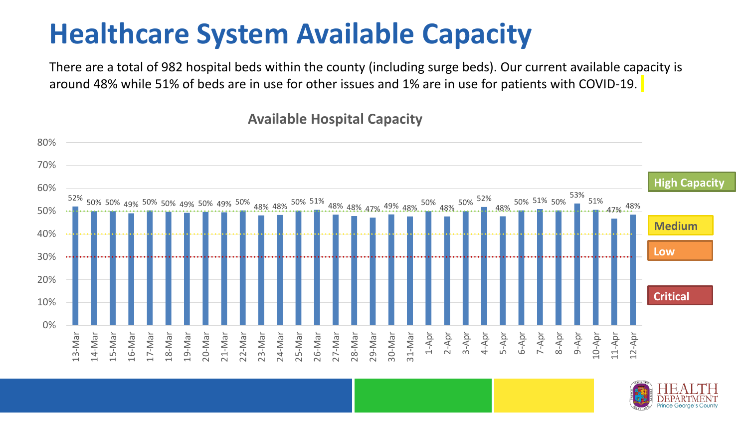# Healthcare System Available Capacity

There are a total of 982 hospital beds within the county (including surge beds). Our current available capacity is around 48% while 51% of beds are in use for other issues and 1% are in use for patients with COVID-19.

**Available Hospital Capacity**

80%
70%
60%
50%
40%
30%
20%
10%
0%

52% 50% 50% 49% 50% 50% 49% 50% 49% 50% 48% 48% 50% 51% 48% 48% 47% 49% 48% 50% 48% 50% 52% 48% 50% 51% 50% 53% 51% 47% 48%

13-Mar 14-Mar 15-Mar 16-Mar 17-Mar 18-Mar 19-Mar 20-Mar 21-Mar 22-Mar 23-Mar 24-Mar 25-Mar 26-Mar 27-Mar 28-Mar 29-Mar 30-Mar 31-Mar 1-Apr 2-Apr 3-Apr 4-Apr 5-Apr 6-Apr 7-Apr 8-Apr 9-Apr 10-Apr 11-Apr 12-Apr

High Capacity
Medium
Low
Critical